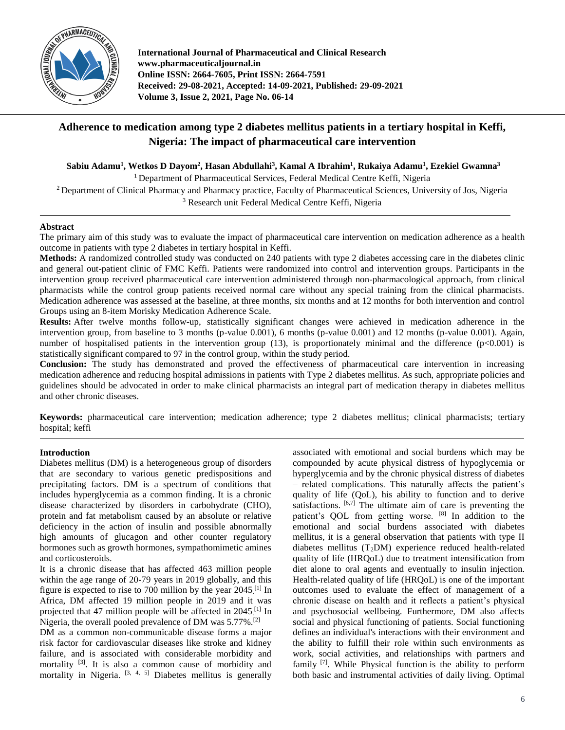# Adherence to medication among type 2 diabetes mellitus patients in a tertiary hospital in Keffi, Nigeria: The impact of pharmaceutical care intervention

**Sabiu Adamu[1], Wetkos D Dayom[2], Hasan Abdullahi[3], Kamal A Ibrahim[1], Rukaiya Adamu[1], Ezekiel Gwamna[3]**

[1] Department of Pharmaceutical Services, Federal Medical Centre Keffi, Nigeria

[2] Department of Clinical Pharmacy and Pharmacy practice, Faculty of Pharmaceutical Sciences, University of Jos, Nigeria

[3] Research unit Federal Medical Centre Keffi, Nigeria

## Abstract

The primary aim of this study was to evaluate the impact of pharmaceutical care intervention on medication adherence as a health outcome in patients with type 2 diabetes in tertiary hospital in Keffi.

**Methods:** A randomized controlled study was conducted on 240 patients with type 2 diabetes accessing care in the diabetes clinic and general out-patient clinic of FMC Keffi. Patients were randomized into control and intervention groups. Participants in the intervention group received pharmaceutical care intervention administered through non-pharmacological approach, from clinical pharmacists while the control group patients received normal care without any special training from the clinical pharmacists. Medication adherence was assessed at the baseline, at three months, six months and at 12 months for both intervention and control Groups using an 8-item Morisky Medication Adherence Scale.

**Results:** After twelve months follow-up, statistically significant changes were achieved in medication adherence in the intervention group, from baseline to 3 months (p-value 0.001), 6 months (p-value 0.001) and 12 months (p-value 0.001). Again, number of hospitalised patients in the intervention group (13), is proportionately minimal and the difference ($p<0.001$) is statistically significant compared to 97 in the control group, within the study period.

**Conclusion:** The study has demonstrated and proved the effectiveness of pharmaceutical care intervention in increasing medication adherence and reducing hospital admissions in patients with Type 2 diabetes mellitus. As such, appropriate policies and guidelines should be advocated in order to make clinical pharmacists an integral part of medication therapy in diabetes mellitus and other chronic diseases.

**Keywords:** pharmaceutical care intervention; medication adherence; type 2 diabetes mellitus; clinical pharmacists; tertiary hospital; keffi

## Introduction

Diabetes mellitus (DM) is a heterogeneous group of disorders that are secondary to various genetic predispositions and precipitating factors. DM is a spectrum of conditions that includes hyperglycemia as a common finding. It is a chronic disease characterized by disorders in carbohydrate (CHO), protein and fat metabolism caused by an absolute or relative deficiency in the action of insulin and possible abnormally high amounts of glucagon and other counter regulatory hormones such as growth hormones, sympathomimetic amines and corticosteroids.

It is a chronic disease that has affected 463 million people within the age range of 20-79 years in 2019 globally, and this figure is expected to rise to 700 million by the year 2045.[1] In Africa, DM affected 19 million people in 2019 and it was projected that 47 million people will be affected in 2045.[1] In Nigeria, the overall pooled prevalence of DM was 5.77%.[2]

DM as a common non-communicable disease forms a major risk factor for cardiovascular diseases like stroke and kidney failure, and is associated with considerable morbidity and mortality [3]. It is also a common cause of morbidity and mortality in Nigeria. [3, 4, 5] Diabetes mellitus is generally associated with emotional and social burdens which may be compounded by acute physical distress of hypoglycemia or hyperglycemia and by the chronic physical distress of diabetes – related complications. This naturally affects the patient's quality of life (QoL), his ability to function and to derive satisfactions. [6,7] The ultimate aim of care is preventing the patient's QOL from getting worse. [8] In addition to the emotional and social burdens associated with diabetes mellitus, it is a general observation that patients with type II diabetes mellitus ($T_2DM$) experience reduced health-related quality of life (HRQoL) due to treatment intensification from diet alone to oral agents and eventually to insulin injection. Health-related quality of life (HRQoL) is one of the important outcomes used to evaluate the effect of management of a chronic disease on health and it reflects a patient's physical and psychosocial wellbeing. Furthermore, DM also affects social and physical functioning of patients. Social functioning defines an individual's interactions with their environment and the ability to fulfill their role within such environments as work, social activities, and relationships with partners and family [7]. While Physical function is the ability to perform both basic and instrumental activities of daily living. Optimal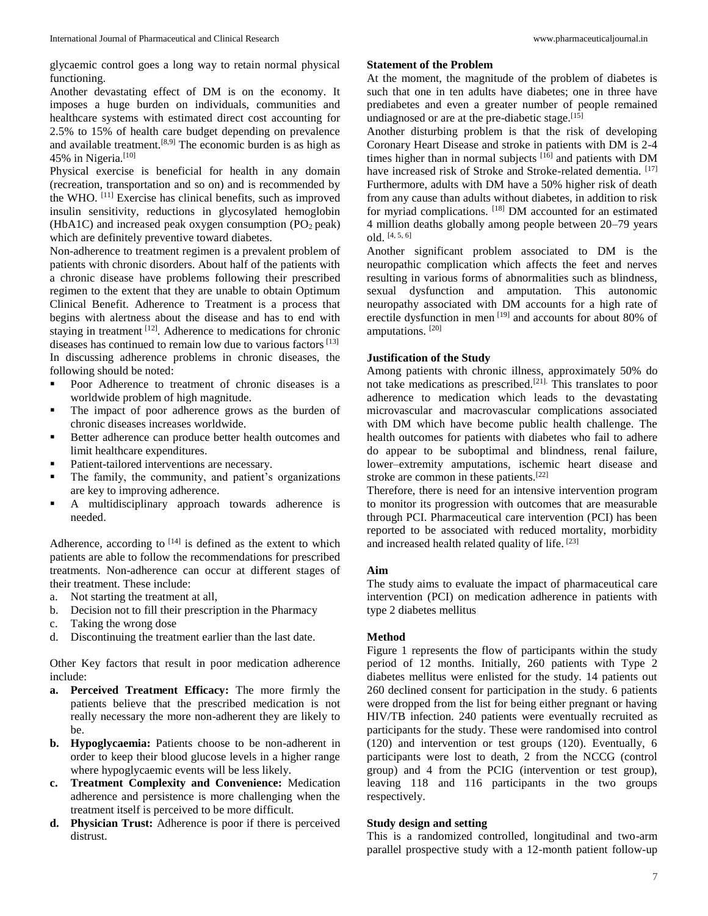glycaemic control goes a long way to retain normal physical functioning.

Another devastating effect of DM is on the economy. It imposes a huge burden on individuals, communities and healthcare systems with estimated direct cost accounting for 2.5% to 15% of health care budget depending on prevalence and available treatment.[8,9] The economic burden is as high as 45% in Nigeria.[10]

Physical exercise is beneficial for health in any domain (recreation, transportation and so on) and is recommended by the WHO. [11] Exercise has clinical benefits, such as improved insulin sensitivity, reductions in glycosylated hemoglobin (HbA1C) and increased peak oxygen consumption ($PO_2$ peak) which are definitely preventive toward diabetes.

Non-adherence to treatment regimen is a prevalent problem of patients with chronic disorders. About half of the patients with a chronic disease have problems following their prescribed regimen to the extent that they are unable to obtain Optimum Clinical Benefit. Adherence to Treatment is a process that begins with alertness about the disease and has to end with staying in treatment [12]. Adherence to medications for chronic diseases has continued to remain low due to various factors [13]

In discussing adherence problems in chronic diseases, the following should be noted:

- Poor Adherence to treatment of chronic diseases is a worldwide problem of high magnitude.
- The impact of poor adherence grows as the burden of chronic diseases increases worldwide.
- Better adherence can produce better health outcomes and limit healthcare expenditures.
- Patient-tailored interventions are necessary.
- The family, the community, and patient's organizations are key to improving adherence.
- A multidisciplinary approach towards adherence is needed.

Adherence, according to [14] is defined as the extent to which patients are able to follow the recommendations for prescribed treatments. Non-adherence can occur at different stages of their treatment. These include:

a. Not starting the treatment at all,
b. Decision not to fill their prescription in the Pharmacy
c. Taking the wrong dose
d. Discontinuing the treatment earlier than the last date.

Other Key factors that result in poor medication adherence include:

a. **Perceived Treatment Efficacy:** The more firmly the patients believe that the prescribed medication is not really necessary the more non-adherent they are likely to be.
b. **Hypoglycaemia:** Patients choose to be non-adherent in order to keep their blood glucose levels in a higher range where hypoglycaemic events will be less likely.
c. **Treatment Complexity and Convenience:** Medication adherence and persistence is more challenging when the treatment itself is perceived to be more difficult.
d. **Physician Trust:** Adherence is poor if there is perceived distrust.

### Statement of the Problem

At the moment, the magnitude of the problem of diabetes is such that one in ten adults have diabetes; one in three have prediabetes and even a greater number of people remained undiagnosed or are at the pre-diabetic stage.[15]

Another disturbing problem is that the risk of developing Coronary Heart Disease and stroke in patients with DM is 2-4 times higher than in normal subjects [16] and patients with DM have increased risk of Stroke and Stroke-related dementia. [17] Furthermore, adults with DM have a 50% higher risk of death from any cause than adults without diabetes, in addition to risk for myriad complications. [18] DM accounted for an estimated 4 million deaths globally among people between 20–79 years old. [4, 5, 6]

Another significant problem associated to DM is the neuropathic complication which affects the feet and nerves resulting in various forms of abnormalities such as blindness, sexual dysfunction and amputation. This autonomic neuropathy associated with DM accounts for a high rate of erectile dysfunction in men [19] and accounts for about 80% of amputations. [20]

### Justification of the Study

Among patients with chronic illness, approximately 50% do not take medications as prescribed.[21]. This translates to poor adherence to medication which leads to the devastating microvascular and macrovascular complications associated with DM which have become public health challenge. The health outcomes for patients with diabetes who fail to adhere do appear to be suboptimal and blindness, renal failure, lower–extremity amputations, ischemic heart disease and stroke are common in these patients.[22]

Therefore, there is need for an intensive intervention program to monitor its progression with outcomes that are measurable through PCI. Pharmaceutical care intervention (PCI) has been reported to be associated with reduced mortality, morbidity and increased health related quality of life. [23]

### Aim

The study aims to evaluate the impact of pharmaceutical care intervention (PCI) on medication adherence in patients with type 2 diabetes mellitus

### Method

Figure 1 represents the flow of participants within the study period of 12 months. Initially, 260 patients with Type 2 diabetes mellitus were enlisted for the study. 14 patients out 260 declined consent for participation in the study. 6 patients were dropped from the list for being either pregnant or having HIV/TB infection. 240 patients were eventually recruited as participants for the study. These were randomised into control (120) and intervention or test groups (120). Eventually, 6 participants were lost to death, 2 from the NCCG (control group) and 4 from the PCIG (intervention or test group), leaving 118 and 116 participants in the two groups respectively.

### Study design and setting

This is a randomized controlled, longitudinal and two-arm parallel prospective study with a 12-month patient follow-up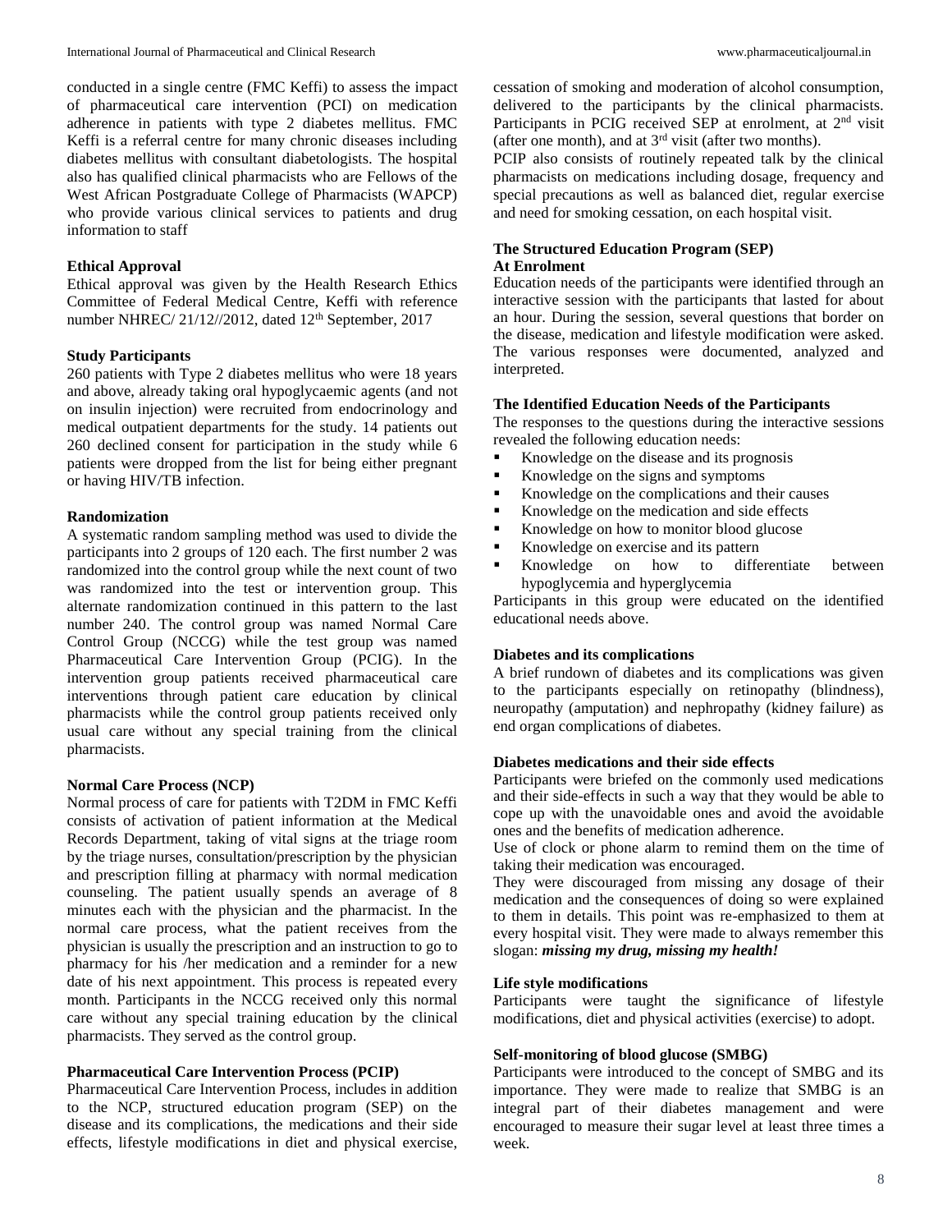conducted in a single centre (FMC Keffi) to assess the impact of pharmaceutical care intervention (PCI) on medication adherence in patients with type 2 diabetes mellitus. FMC Keffi is a referral centre for many chronic diseases including diabetes mellitus with consultant diabetologists. The hospital also has qualified clinical pharmacists who are Fellows of the West African Postgraduate College of Pharmacists (WAPCP) who provide various clinical services to patients and drug information to staff

**Ethical Approval**

Ethical approval was given by the Health Research Ethics Committee of Federal Medical Centre, Keffi with reference number NHREC/ 21/12//2012, dated 12th September, 2017

**Study Participants**

260 patients with Type 2 diabetes mellitus who were 18 years and above, already taking oral hypoglycaemic agents (and not on insulin injection) were recruited from endocrinology and medical outpatient departments for the study. 14 patients out 260 declined consent for participation in the study while 6 patients were dropped from the list for being either pregnant or having HIV/TB infection.

**Randomization**

A systematic random sampling method was used to divide the participants into 2 groups of 120 each. The first number 2 was randomized into the control group while the next count of two was randomized into the test or intervention group. This alternate randomization continued in this pattern to the last number 240. The control group was named Normal Care Control Group (NCCG) while the test group was named Pharmaceutical Care Intervention Group (PCIG). In the intervention group patients received pharmaceutical care interventions through patient care education by clinical pharmacists while the control group patients received only usual care without any special training from the clinical pharmacists.

**Normal Care Process (NCP)**

Normal process of care for patients with T2DM in FMC Keffi consists of activation of patient information at the Medical Records Department, taking of vital signs at the triage room by the triage nurses, consultation/prescription by the physician and prescription filling at pharmacy with normal medication counseling. The patient usually spends an average of 8 minutes each with the physician and the pharmacist. In the normal care process, what the patient receives from the physician is usually the prescription and an instruction to go to pharmacy for his /her medication and a reminder for a new date of his next appointment. This process is repeated every month. Participants in the NCCG received only this normal care without any special training education by the clinical pharmacists. They served as the control group.

**Pharmaceutical Care Intervention Process (PCIP)**

Pharmaceutical Care Intervention Process, includes in addition to the NCP, structured education program (SEP) on the disease and its complications, the medications and their side effects, lifestyle modifications in diet and physical exercise, cessation of smoking and moderation of alcohol consumption, delivered to the participants by the clinical pharmacists. Participants in PCIG received SEP at enrolment, at 2nd visit (after one month), and at 3rd visit (after two months).

PCIP also consists of routinely repeated talk by the clinical pharmacists on medications including dosage, frequency and special precautions as well as balanced diet, regular exercise and need for smoking cessation, on each hospital visit.

**The Structured Education Program (SEP)**

**At Enrolment**

Education needs of the participants were identified through an interactive session with the participants that lasted for about an hour. During the session, several questions that border on the disease, medication and lifestyle modification were asked. The various responses were documented, analyzed and interpreted.

**The Identified Education Needs of the Participants**

The responses to the questions during the interactive sessions revealed the following education needs:

- Knowledge on the disease and its prognosis
- Knowledge on the signs and symptoms
- Knowledge on the complications and their causes
- Knowledge on the medication and side effects
- Knowledge on how to monitor blood glucose
- Knowledge on exercise and its pattern
- Knowledge on how to differentiate between hypoglycemia and hyperglycemia

Participants in this group were educated on the identified educational needs above.

**Diabetes and its complications**

A brief rundown of diabetes and its complications was given to the participants especially on retinopathy (blindness), neuropathy (amputation) and nephropathy (kidney failure) as end organ complications of diabetes.

**Diabetes medications and their side effects**

Participants were briefed on the commonly used medications and their side-effects in such a way that they would be able to cope up with the unavoidable ones and avoid the avoidable ones and the benefits of medication adherence.

Use of clock or phone alarm to remind them on the time of taking their medication was encouraged.

They were discouraged from missing any dosage of their medication and the consequences of doing so were explained to them in details. This point was re-emphasized to them at every hospital visit. They were made to always remember this slogan: ***missing my drug, missing my health!***

**Life style modifications**

Participants were taught the significance of lifestyle modifications, diet and physical activities (exercise) to adopt.

**Self-monitoring of blood glucose (SMBG)**

Participants were introduced to the concept of SMBG and its importance. They were made to realize that SMBG is an integral part of their diabetes management and were encouraged to measure their sugar level at least three times a week.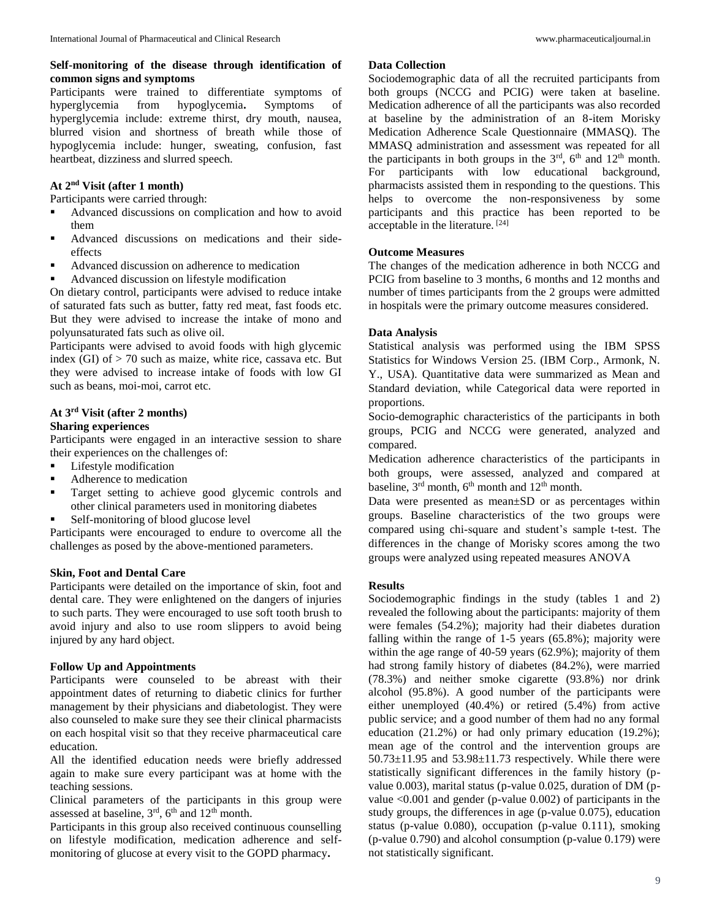### Self-monitoring of the disease through identification of common signs and symptoms

Participants were trained to differentiate symptoms of hyperglycemia from hypoglycemia. Symptoms of hyperglycemia include: extreme thirst, dry mouth, nausea, blurred vision and shortness of breath while those of hypoglycemia include: hunger, sweating, confusion, fast heartbeat, dizziness and slurred speech.

### At 2nd Visit (after 1 month)

Participants were carried through:

- Advanced discussions on complication and how to avoid them
- Advanced discussions on medications and their side-effects
- Advanced discussion on adherence to medication
- Advanced discussion on lifestyle modification

On dietary control, participants were advised to reduce intake of saturated fats such as butter, fatty red meat, fast foods etc. But they were advised to increase the intake of mono and polyunsaturated fats such as olive oil.

Participants were advised to avoid foods with high glycemic index (GI) of > 70 such as maize, white rice, cassava etc. But they were advised to increase intake of foods with low GI such as beans, moi-moi, carrot etc.

### At 3rd Visit (after 2 months)

#### Sharing experiences

Participants were engaged in an interactive session to share their experiences on the challenges of:

- Lifestyle modification
- Adherence to medication
- Target setting to achieve good glycemic controls and other clinical parameters used in monitoring diabetes
- Self-monitoring of blood glucose level

Participants were encouraged to endure to overcome all the challenges as posed by the above-mentioned parameters.

### Skin, Foot and Dental Care

Participants were detailed on the importance of skin, foot and dental care. They were enlightened on the dangers of injuries to such parts. They were encouraged to use soft tooth brush to avoid injury and also to use room slippers to avoid being injured by any hard object.

### Follow Up and Appointments

Participants were counseled to be abreast with their appointment dates of returning to diabetic clinics for further management by their physicians and diabetologist. They were also counseled to make sure they see their clinical pharmacists on each hospital visit so that they receive pharmaceutical care education.

All the identified education needs were briefly addressed again to make sure every participant was at home with the teaching sessions.

Clinical parameters of the participants in this group were assessed at baseline, 3rd, 6th and 12th month.

Participants in this group also received continuous counselling on lifestyle modification, medication adherence and self-monitoring of glucose at every visit to the GOPD pharmacy.

### Data Collection

Sociodemographic data of all the recruited participants from both groups (NCCG and PCIG) were taken at baseline. Medication adherence of all the participants was also recorded at baseline by the administration of an 8-item Morisky Medication Adherence Scale Questionnaire (MMASQ). The MMASQ administration and assessment was repeated for all the participants in both groups in the 3rd, 6th and 12th month. For participants with low educational background, pharmacists assisted them in responding to the questions. This helps to overcome the non-responsiveness by some participants and this practice has been reported to be acceptable in the literature. [24]

### Outcome Measures

The changes of the medication adherence in both NCCG and PCIG from baseline to 3 months, 6 months and 12 months and number of times participants from the 2 groups were admitted in hospitals were the primary outcome measures considered.

### Data Analysis

Statistical analysis was performed using the IBM SPSS Statistics for Windows Version 25. (IBM Corp., Armonk, N. Y., USA). Quantitative data were summarized as Mean and Standard deviation, while Categorical data were reported in proportions.

Socio-demographic characteristics of the participants in both groups, PCIG and NCCG were generated, analyzed and compared.

Medication adherence characteristics of the participants in both groups, were assessed, analyzed and compared at baseline, 3rd month, 6th month and 12th month.

Data were presented as mean±SD or as percentages within groups. Baseline characteristics of the two groups were compared using chi-square and student's sample t-test. The differences in the change of Morisky scores among the two groups were analyzed using repeated measures ANOVA

## Results

Sociodemographic findings in the study (tables 1 and 2) revealed the following about the participants: majority of them were females (54.2%); majority had their diabetes duration falling within the range of 1-5 years (65.8%); majority were within the age range of 40-59 years (62.9%); majority of them had strong family history of diabetes (84.2%), were married (78.3%) and neither smoke cigarette (93.8%) nor drink alcohol (95.8%). A good number of the participants were either unemployed (40.4%) or retired (5.4%) from active public service; and a good number of them had no any formal education (21.2%) or had only primary education (19.2%); mean age of the control and the intervention groups are 50.73±11.95 and 53.98±11.73 respectively. While there were statistically significant differences in the family history (p-value 0.003), marital status (p-value 0.025, duration of DM (p-value <0.001 and gender (p-value 0.002) of participants in the study groups, the differences in age (p-value 0.075), education status (p-value 0.080), occupation (p-value 0.111), smoking (p-value 0.790) and alcohol consumption (p-value 0.179) were not statistically significant.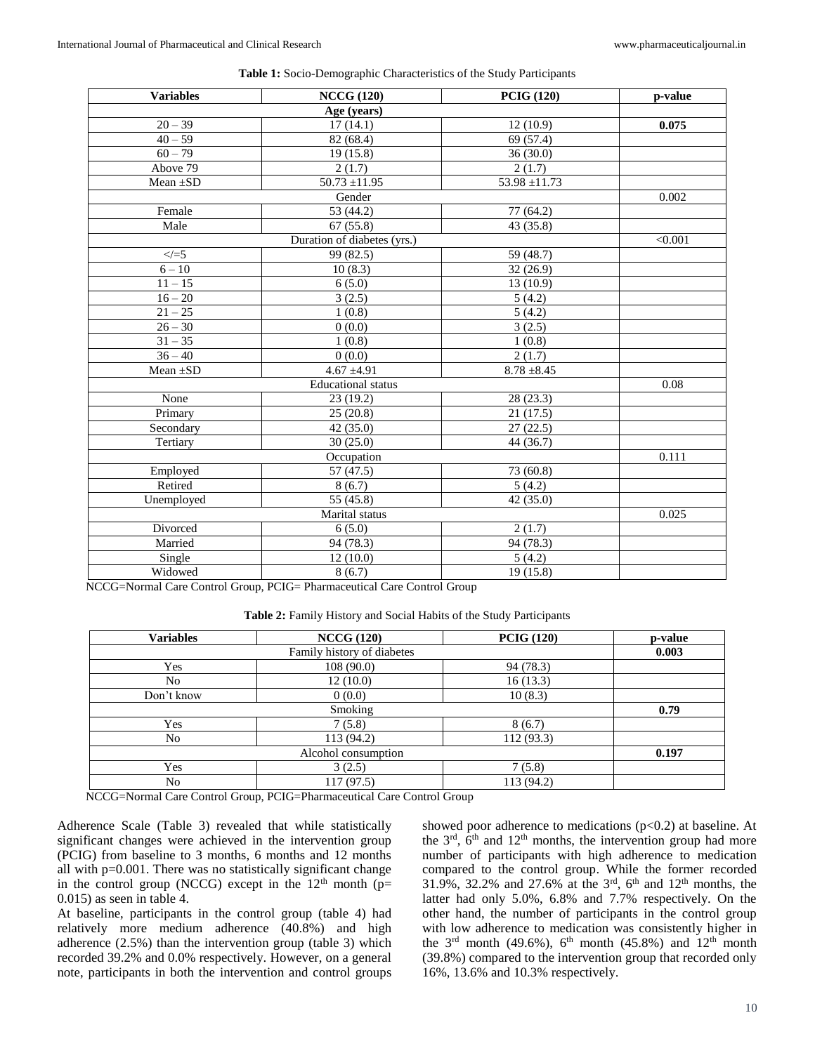**Table 1:** Socio-Demographic Characteristics of the Study Participants

| Variables | NCCG (120) | PCIG (120) | p-value |
|---|---|---|---|
| Age (years) | | | |
| 20 – 39 | 17 (14.1) | 12 (10.9) | **0.075** |
| 40 – 59 | 82 (68.4) | 69 (57.4) | |
| 60 – 79 | 19 (15.8) | 36 (30.0) | |
| Above 79 | 2 (1.7) | 2 (1.7) | |
| Mean ±SD | 50.73 ±11.95 | 53.98 ±11.73 | |
| Gender | | | 0.002 |
| Female | 53 (44.2) | 77 (64.2) | |
| Male | 67 (55.8) | 43 (35.8) | |
| Duration of diabetes (yrs.) | | | <0.001 |
| </=5 | 99 (82.5) | 59 (48.7) | |
| 6 – 10 | 10 (8.3) | 32 (26.9) | |
| 11 – 15 | 6 (5.0) | 13 (10.9) | |
| 16 – 20 | 3 (2.5) | 5 (4.2) | |
| 21 – 25 | 1 (0.8) | 5 (4.2) | |
| 26 – 30 | 0 (0.0) | 3 (2.5) | |
| 31 – 35 | 1 (0.8) | 1 (0.8) | |
| 36 – 40 | 0 (0.0) | 2 (1.7) | |
| Mean ±SD | 4.67 ±4.91 | 8.78 ±8.45 | |
| Educational status | | | 0.08 |
| None | 23 (19.2) | 28 (23.3) | |
| Primary | 25 (20.8) | 21 (17.5) | |
| Secondary | 42 (35.0) | 27 (22.5) | |
| Tertiary | 30 (25.0) | 44 (36.7) | |
| Occupation | | | 0.111 |
| Employed | 57 (47.5) | 73 (60.8) | |
| Retired | 8 (6.7) | 5 (4.2) | |
| Unemployed | 55 (45.8) | 42 (35.0) | |
| Marital status | | | 0.025 |
| Divorced | 6 (5.0) | 2 (1.7) | |
| Married | 94 (78.3) | 94 (78.3) | |
| Single | 12 (10.0) | 5 (4.2) | |
| Widowed | 8 (6.7) | 19 (15.8) | |

NCCG=Normal Care Control Group, PCIG= Pharmaceutical Care Control Group

**Table 2:** Family History and Social Habits of the Study Participants

| Variables | NCCG (120) | PCIG (120) | p-value |
|---|---|---|---|
| Family history of diabetes | | | **0.003** |
| Yes | 108 (90.0) | 94 (78.3) | |
| No | 12 (10.0) | 16 (13.3) | |
| Don't know | 0 (0.0) | 10 (8.3) | |
| Smoking | | | **0.79** |
| Yes | 7 (5.8) | 8 (6.7) | |
| No | 113 (94.2) | 112 (93.3) | |
| Alcohol consumption | | | **0.197** |
| Yes | 3 (2.5) | 7 (5.8) | |
| No | 117 (97.5) | 113 (94.2) | |

NCCG=Normal Care Control Group, PCIG=Pharmaceutical Care Control Group

Adherence Scale (Table 3) revealed that while statistically significant changes were achieved in the intervention group (PCIG) from baseline to 3 months, 6 months and 12 months all with p=0.001. There was no statistically significant change in the control group (NCCG) except in the 12th month (p= 0.015) as seen in table 4.

At baseline, participants in the control group (table 4) had relatively more medium adherence (40.8%) and high adherence (2.5%) than the intervention group (table 3) which recorded 39.2% and 0.0% respectively. However, on a general note, participants in both the intervention and control groups showed poor adherence to medications (p<0.2) at baseline. At the 3rd, 6th and 12th months, the intervention group had more number of participants with high adherence to medication compared to the control group. While the former recorded 31.9%, 32.2% and 27.6% at the 3rd, 6th and 12th months, the latter had only 5.0%, 6.8% and 7.7% respectively. On the other hand, the number of participants in the control group with low adherence to medication was consistently higher in the 3rd month (49.6%), 6th month (45.8%) and 12th month (39.8%) compared to the intervention group that recorded only 16%, 13.6% and 10.3% respectively.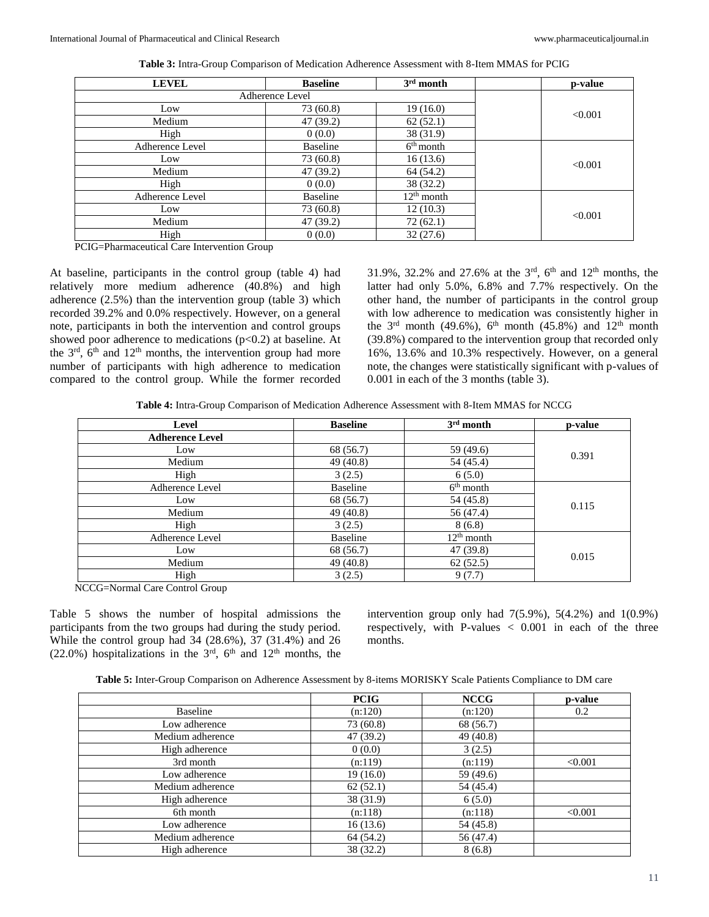**Table 3:** Intra-Group Comparison of Medication Adherence Assessment with 8-Item MMAS for PCIG

| LEVEL | Baseline | 3rd month | | p-value |
|---|---|---|---|---|
| Adherence Level | | | | <0.001 |
| Low | 73 (60.8) | 19 (16.0) | | |
| Medium | 47 (39.2) | 62 (52.1) | | |
| High | 0 (0.0) | 38 (31.9) | | |
| Adherence Level | Baseline | 6th month | | <0.001 |
| Low | 73 (60.8) | 16 (13.6) | | |
| Medium | 47 (39.2) | 64 (54.2) | | |
| High | 0 (0.0) | 38 (32.2) | | |
| Adherence Level | Baseline | 12th month | | <0.001 |
| Low | 73 (60.8) | 12 (10.3) | | |
| Medium | 47 (39.2) | 72 (62.1) | | |
| High | 0 (0.0) | 32 (27.6) | | |

PCIG=Pharmaceutical Care Intervention Group

At baseline, participants in the control group (table 4) had relatively more medium adherence (40.8%) and high adherence (2.5%) than the intervention group (table 3) which recorded 39.2% and 0.0% respectively. However, on a general note, participants in both the intervention and control groups showed poor adherence to medications ($p<0.2$) at baseline. At the 3rd, 6th and 12th months, the intervention group had more number of participants with high adherence to medication compared to the control group. While the former recorded 31.9%, 32.2% and 27.6% at the 3rd, 6th and 12th months, the latter had only 5.0%, 6.8% and 7.7% respectively. On the other hand, the number of participants in the control group with low adherence to medication was consistently higher in the 3rd month (49.6%), 6th month (45.8%) and 12th month (39.8%) compared to the intervention group that recorded only 16%, 13.6% and 10.3% respectively. However, on a general note, the changes were statistically significant with p-values of 0.001 in each of the 3 months (table 3).

**Table 4:** Intra-Group Comparison of Medication Adherence Assessment with 8-Item MMAS for NCCG

| Level | Baseline | 3rd month | p-value |
|---|---|---|---|
| **Adherence Level** | | | 0.391 |
| Low | 68 (56.7) | 59 (49.6) | |
| Medium | 49 (40.8) | 54 (45.4) | |
| High | 3 (2.5) | 6 (5.0) | |
| Adherence Level | Baseline | 6th month | 0.115 |
| Low | 68 (56.7) | 54 (45.8) | |
| Medium | 49 (40.8) | 56 (47.4) | |
| High | 3 (2.5) | 8 (6.8) | |
| Adherence Level | Baseline | 12th month | 0.015 |
| Low | 68 (56.7) | 47 (39.8) | |
| Medium | 49 (40.8) | 62 (52.5) | |
| High | 3 (2.5) | 9 (7.7) | |

NCCG=Normal Care Control Group

Table 5 shows the number of hospital admissions the participants from the two groups had during the study period. While the control group had 34 (28.6%), 37 (31.4%) and 26 (22.0%) hospitalizations in the 3rd, 6th and 12th months, the intervention group only had 7(5.9%), 5(4.2%) and 1(0.9%) respectively, with P-values < 0.001 in each of the three months.

**Table 5:** Inter-Group Comparison on Adherence Assessment by 8-items MORISKY Scale Patients Compliance to DM care

| | PCIG | NCCG | p-value |
|---|---|---|---|
| Baseline | (n:120) | (n:120) | 0.2 |
| Low adherence | 73 (60.8) | 68 (56.7) | |
| Medium adherence | 47 (39.2) | 49 (40.8) | |
| High adherence | 0 (0.0) | 3 (2.5) | |
| 3rd month | (n:119) | (n:119) | <0.001 |
| Low adherence | 19 (16.0) | 59 (49.6) | |
| Medium adherence | 62 (52.1) | 54 (45.4) | |
| High adherence | 38 (31.9) | 6 (5.0) | |
| 6th month | (n:118) | (n:118) | <0.001 |
| Low adherence | 16 (13.6) | 54 (45.8) | |
| Medium adherence | 64 (54.2) | 56 (47.4) | |
| High adherence | 38 (32.2) | 8 (6.8) | |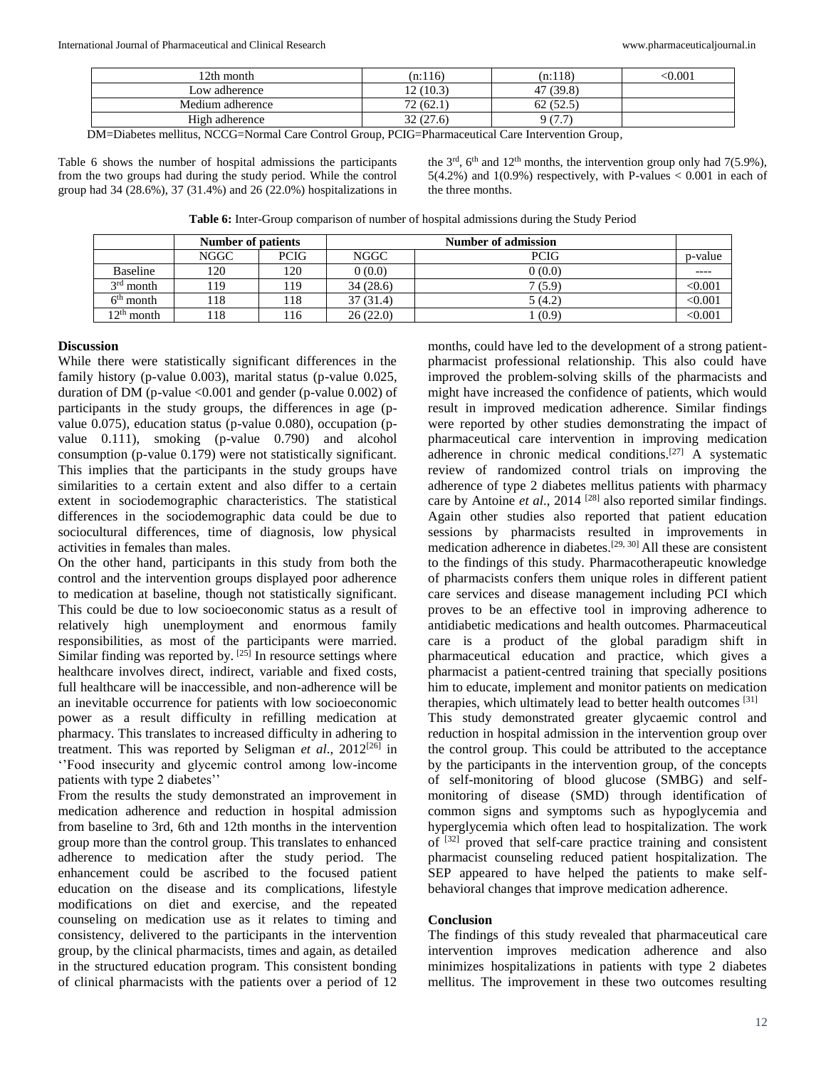| 12th month | (n:116) | (n:118) | <0.001 |
| --- | --- | --- | --- |
| Low adherence | 12 (10.3) | 47 (39.8) | |
| Medium adherence | 72 (62.1) | 62 (52.5) | |
| High adherence | 32 (27.6) | 9 (7.7) | |

DM=Diabetes mellitus, NCCG=Normal Care Control Group, PCIG=Pharmaceutical Care Intervention Group,

Table 6 shows the number of hospital admissions the participants from the two groups had during the study period. While the control group had 34 (28.6%), 37 (31.4%) and 26 (22.0%) hospitalizations in the 3rd, 6th and 12th months, the intervention group only had 7(5.9%), 5(4.2%) and 1(0.9%) respectively, with P-values < 0.001 in each of the three months.

**Table 6:** Inter-Group comparison of number of hospital admissions during the Study Period

| | Number of patients | | Number of admission | | |
| --- | --- | --- | --- | --- | --- |
| | NGGC | PCIG | NGGC | PCIG | p-value |
| Baseline | 120 | 120 | 0 (0.0) | 0 (0.0) | ---- |
| 3rd month | 119 | 119 | 34 (28.6) | 7 (5.9) | <0.001 |
| 6th month | 118 | 118 | 37 (31.4) | 5 (4.2) | <0.001 |
| 12th month | 118 | 116 | 26 (22.0) | 1 (0.9) | <0.001 |

## Discussion

While there were statistically significant differences in the family history (p-value 0.003), marital status (p-value 0.025, duration of DM (p-value <0.001 and gender (p-value 0.002) of participants in the study groups, the differences in age (p-value 0.075), education status (p-value 0.080), occupation (p-value 0.111), smoking (p-value 0.790) and alcohol consumption (p-value 0.179) were not statistically significant. This implies that the participants in the study groups have similarities to a certain extent and also differ to a certain extent in sociodemographic characteristics. The statistical differences in the sociodemographic data could be due to sociocultural differences, time of diagnosis, low physical activities in females than males.

On the other hand, participants in this study from both the control and the intervention groups displayed poor adherence to medication at baseline, though not statistically significant. This could be due to low socioeconomic status as a result of relatively high unemployment and enormous family responsibilities, as most of the participants were married. Similar finding was reported by. [25] In resource settings where healthcare involves direct, indirect, variable and fixed costs, full healthcare will be inaccessible, and non-adherence will be an inevitable occurrence for patients with low socioeconomic power as a result difficulty in refilling medication at pharmacy. This translates to increased difficulty in adhering to treatment. This was reported by Seligman *et al*., 2012[26] in ''Food insecurity and glycemic control among low-income patients with type 2 diabetes''

From the results the study demonstrated an improvement in medication adherence and reduction in hospital admission from baseline to 3rd, 6th and 12th months in the intervention group more than the control group. This translates to enhanced adherence to medication after the study period. The enhancement could be ascribed to the focused patient education on the disease and its complications, lifestyle modifications on diet and exercise, and the repeated counseling on medication use as it relates to timing and consistency, delivered to the participants in the intervention group, by the clinical pharmacists, times and again, as detailed in the structured education program. This consistent bonding of clinical pharmacists with the patients over a period of 12 months, could have led to the development of a strong patient-pharmacist professional relationship. This also could have improved the problem-solving skills of the pharmacists and might have increased the confidence of patients, which would result in improved medication adherence. Similar findings were reported by other studies demonstrating the impact of pharmaceutical care intervention in improving medication adherence in chronic medical conditions.[27] A systematic review of randomized control trials on improving the adherence of type 2 diabetes mellitus patients with pharmacy care by Antoine *et al*., 2014 [28] also reported similar findings. Again other studies also reported that patient education sessions by pharmacists resulted in improvements in medication adherence in diabetes.[29, 30] All these are consistent to the findings of this study. Pharmacotherapeutic knowledge of pharmacists confers them unique roles in different patient care services and disease management including PCI which proves to be an effective tool in improving adherence to antidiabetic medications and health outcomes. Pharmaceutical care is a product of the global paradigm shift in pharmaceutical education and practice, which gives a pharmacist a patient-centred training that specially positions him to educate, implement and monitor patients on medication therapies, which ultimately lead to better health outcomes [31]

This study demonstrated greater glycaemic control and reduction in hospital admission in the intervention group over the control group. This could be attributed to the acceptance by the participants in the intervention group, of the concepts of self-monitoring of blood glucose (SMBG) and self-monitoring of disease (SMD) through identification of common signs and symptoms such as hypoglycemia and hyperglycemia which often lead to hospitalization. The work of [32] proved that self-care practice training and consistent pharmacist counseling reduced patient hospitalization. The SEP appeared to have helped the patients to make self-behavioral changes that improve medication adherence.

## Conclusion

The findings of this study revealed that pharmaceutical care intervention improves medication adherence and also minimizes hospitalizations in patients with type 2 diabetes mellitus. The improvement in these two outcomes resulting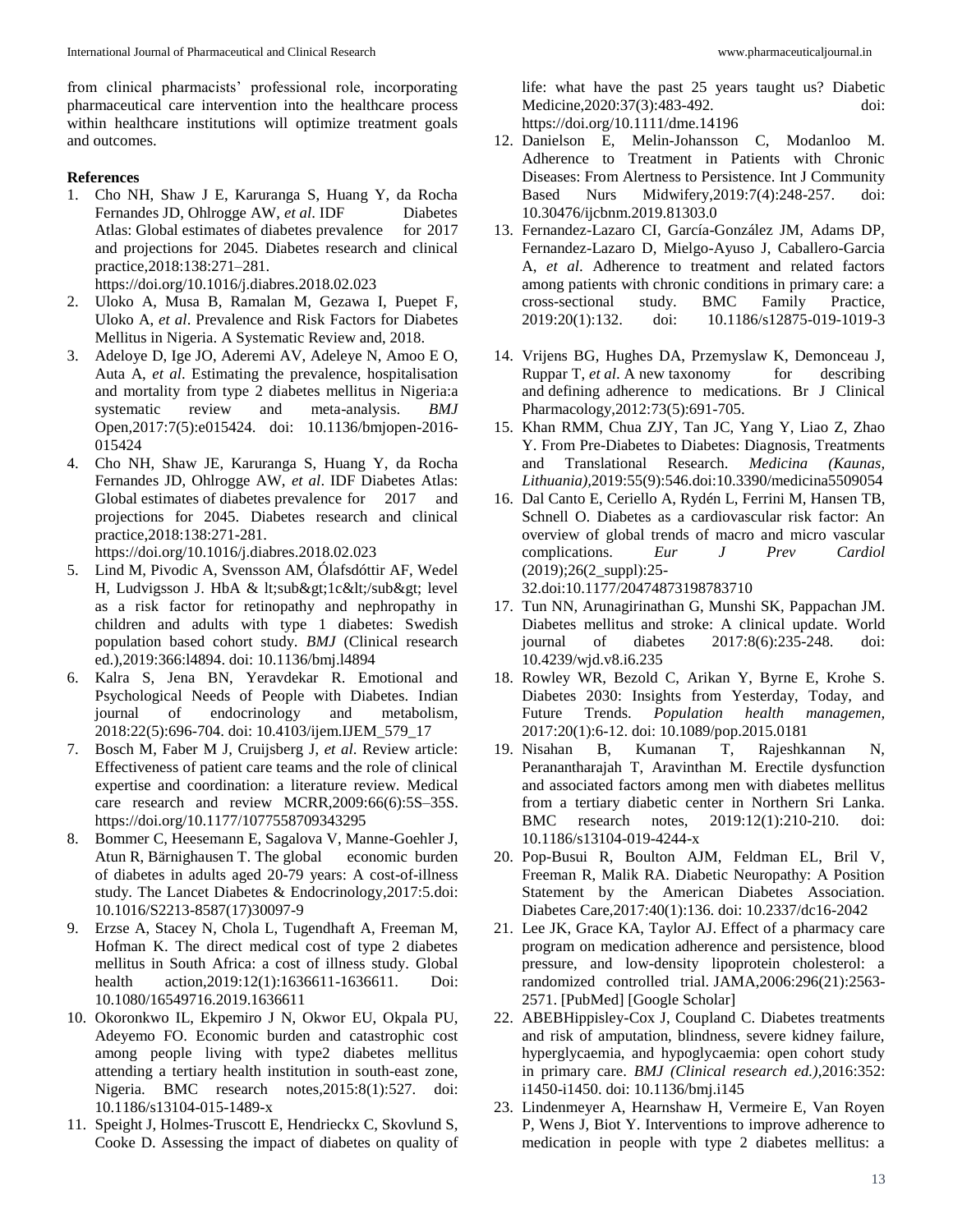from clinical pharmacists' professional role, incorporating pharmaceutical care intervention into the healthcare process within healthcare institutions will optimize treatment goals and outcomes.

**References**

1. Cho NH, Shaw J E, Karuranga S, Huang Y, da Rocha Fernandes JD, Ohlrogge AW, *et al*. IDF Diabetes Atlas: Global estimates of diabetes prevalence for 2017 and projections for 2045. Diabetes research and clinical practice,2018:138:271–281. https://doi.org/10.1016/j.diabres.2018.02.023
2. Uloko A, Musa B, Ramalan M, Gezawa I, Puepet F, Uloko A, *et al*. Prevalence and Risk Factors for Diabetes Mellitus in Nigeria. A Systematic Review and, 2018.
3. Adeloye D, Ige JO, Aderemi AV, Adeleye N, Amoo E O, Auta A, *et al*. Estimating the prevalence, hospitalisation and mortality from type 2 diabetes mellitus in Nigeria:a systematic review and meta-analysis. *BMJ* Open,2017:7(5):e015424. doi: 10.1136/bmjopen-2016-015424
4. Cho NH, Shaw JE, Karuranga S, Huang Y, da Rocha Fernandes JD, Ohlrogge AW, *et al*. IDF Diabetes Atlas: Global estimates of diabetes prevalence for 2017 and projections for 2045. Diabetes research and clinical practice,2018:138:271-281. https://doi.org/10.1016/j.diabres.2018.02.023
5. Lind M, Pivodic A, Svensson AM, Ólafsdóttir AF, Wedel H, Ludvigsson J. HbA & lt;sub&gt;1c&lt;/sub&gt; level as a risk factor for retinopathy and nephropathy in children and adults with type 1 diabetes: Swedish population based cohort study. *BMJ* (Clinical research ed.),2019:366:l4894. doi: 10.1136/bmj.l4894
6. Kalra S, Jena BN, Yeravdekar R. Emotional and Psychological Needs of People with Diabetes. Indian journal of endocrinology and metabolism, 2018:22(5):696-704. doi: 10.4103/ijem.IJEM_579_17
7. Bosch M, Faber M J, Cruijsberg J, *et al*. Review article: Effectiveness of patient care teams and the role of clinical expertise and coordination: a literature review. Medical care research and review MCRR,2009:66(6):5S–35S. https://doi.org/10.1177/1077558709343295
8. Bommer C, Heesemann E, Sagalova V, Manne-Goehler J, Atun R, Bärnighausen T. The global economic burden of diabetes in adults aged 20-79 years: A cost-of-illness study. The Lancet Diabetes & Endocrinology,2017:5.doi: 10.1016/S2213-8587(17)30097-9
9. Erzse A, Stacey N, Chola L, Tugendhaft A, Freeman M, Hofman K. The direct medical cost of type 2 diabetes mellitus in South Africa: a cost of illness study. Global health action,2019:12(1):1636611-1636611. Doi: 10.1080/16549716.2019.1636611
10. Okoronkwo IL, Ekpemiro J N, Okwor EU, Okpala PU, Adeyemo FO. Economic burden and catastrophic cost among people living with type2 diabetes mellitus attending a tertiary health institution in south-east zone, Nigeria. BMC research notes,2015:8(1):527. doi: 10.1186/s13104-015-1489-x
11. Speight J, Holmes-Truscott E, Hendrieckx C, Skovlund S, Cooke D. Assessing the impact of diabetes on quality of life: what have the past 25 years taught us? Diabetic Medicine,2020:37(3):483-492. doi: https://doi.org/10.1111/dme.14196
12. Danielson E, Melin-Johansson C, Modanloo M. Adherence to Treatment in Patients with Chronic Diseases: From Alertness to Persistence. Int J Community Based Nurs Midwifery,2019:7(4):248-257. doi: 10.30476/ijcbnm.2019.81303.0
13. Fernandez-Lazaro CI, García-González JM, Adams DP, Fernandez-Lazaro D, Mielgo-Ayuso J, Caballero-Garcia A, *et al*. Adherence to treatment and related factors among patients with chronic conditions in primary care: a cross-sectional study. BMC Family Practice, 2019:20(1):132. doi: 10.1186/s12875-019-1019-3
14. Vrijens BG, Hughes DA, Przemyslaw K, Demonceau J, Ruppar T, *et al*. A new taxonomy for describing and defining adherence to medications. Br J Clinical Pharmacology,2012:73(5):691-705.
15. Khan RMM, Chua ZJY, Tan JC, Yang Y, Liao Z, Zhao Y. From Pre-Diabetes to Diabetes: Diagnosis, Treatments and Translational Research. *Medicina (Kaunas, Lithuania)*,2019:55(9):546.doi:10.3390/medicina5509054
16. Dal Canto E, Ceriello A, Rydén L, Ferrini M, Hansen TB, Schnell O. Diabetes as a cardiovascular risk factor: An overview of global trends of macro and micro vascular complications. *Eur J Prev Cardiol* (2019);26(2_suppl):25-32.doi:10.1177/20474873198783710
17. Tun NN, Arunagirinathan G, Munshi SK, Pappachan JM. Diabetes mellitus and stroke: A clinical update. World journal of diabetes 2017:8(6):235-248. doi: 10.4239/wjd.v8.i6.235
18. Rowley WR, Bezold C, Arikan Y, Byrne E, Krohe S. Diabetes 2030: Insights from Yesterday, Today, and Future Trends. *Population health managemen*, 2017:20(1):6-12. doi: 10.1089/pop.2015.0181
19. Nisahan B, Kumanan T, Rajeshkannan N, Peranantharajah T, Aravinthan M. Erectile dysfunction and associated factors among men with diabetes mellitus from a tertiary diabetic center in Northern Sri Lanka. BMC research notes, 2019:12(1):210-210. doi: 10.1186/s13104-019-4244-x
20. Pop-Busui R, Boulton AJM, Feldman EL, Bril V, Freeman R, Malik RA. Diabetic Neuropathy: A Position Statement by the American Diabetes Association. Diabetes Care,2017:40(1):136. doi: 10.2337/dc16-2042
21. Lee JK, Grace KA, Taylor AJ. Effect of a pharmacy care program on medication adherence and persistence, blood pressure, and low-density lipoprotein cholesterol: a randomized controlled trial. JAMA,2006:296(21):2563-2571. [PubMed] [Google Scholar]
22. ABEBHippisley-Cox J, Coupland C. Diabetes treatments and risk of amputation, blindness, severe kidney failure, hyperglycaemia, and hypoglycaemia: open cohort study in primary care. *BMJ (Clinical research ed.)*,2016:352: i1450-i1450. doi: 10.1136/bmj.i145
23. Lindenmeyer A, Hearnshaw H, Vermeire E, Van Royen P, Wens J, Biot Y. Interventions to improve adherence to medication in people with type 2 diabetes mellitus: a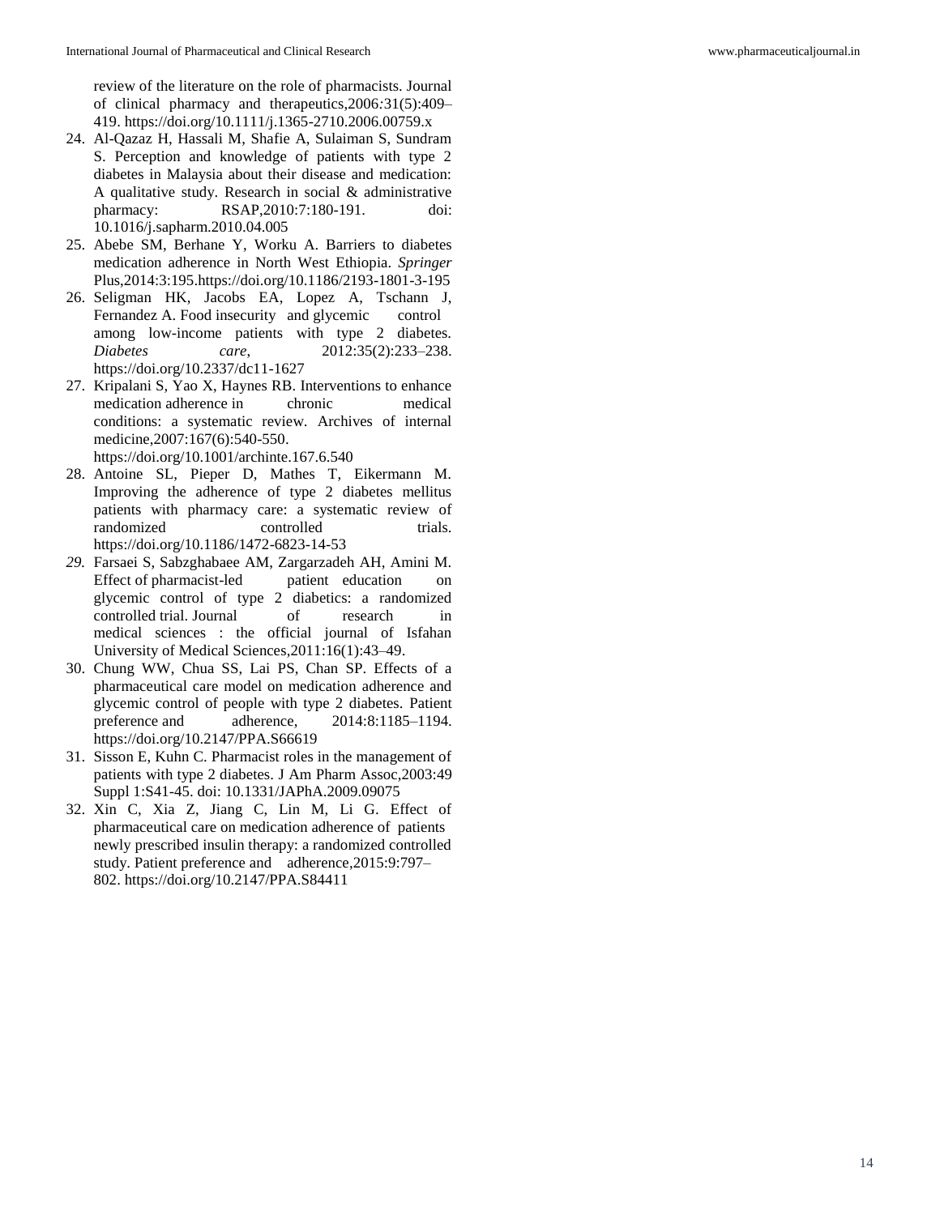review of the literature on the role of pharmacists. Journal of clinical pharmacy and therapeutics,2006:31(5):409–419. https://doi.org/10.1111/j.1365-2710.2006.00759.x

24. Al-Qazaz H, Hassali M, Shafie A, Sulaiman S, Sundram S. Perception and knowledge of patients with type 2 diabetes in Malaysia about their disease and medication: A qualitative study. Research in social & administrative pharmacy: RSAP,2010:7:180-191. doi: 10.1016/j.sapharm.2010.04.005
25. Abebe SM, Berhane Y, Worku A. Barriers to diabetes medication adherence in North West Ethiopia. *Springer* Plus,2014:3:195.https://doi.org/10.1186/2193-1801-3-195
26. Seligman HK, Jacobs EA, Lopez A, Tschann J, Fernandez A. Food insecurity and glycemic control among low-income patients with type 2 diabetes. *Diabetes care*, 2012:35(2):233–238. https://doi.org/10.2337/dc11-1627
27. Kripalani S, Yao X, Haynes RB. Interventions to enhance medication adherence in chronic medical conditions: a systematic review. Archives of internal medicine,2007:167(6):540-550. https://doi.org/10.1001/archinte.167.6.540
28. Antoine SL, Pieper D, Mathes T, Eikermann M. Improving the adherence of type 2 diabetes mellitus patients with pharmacy care: a systematic review of randomized controlled trials. https://doi.org/10.1186/1472-6823-14-53
29. Farsaei S, Sabzghabaee AM, Zargarzadeh AH, Amini M. Effect of pharmacist-led patient education on glycemic control of type 2 diabetics: a randomized controlled trial. Journal of research in medical sciences : the official journal of Isfahan University of Medical Sciences,2011:16(1):43–49.
30. Chung WW, Chua SS, Lai PS, Chan SP. Effects of a pharmaceutical care model on medication adherence and glycemic control of people with type 2 diabetes. Patient preference and adherence, 2014:8:1185–1194. https://doi.org/10.2147/PPA.S66619
31. Sisson E, Kuhn C. Pharmacist roles in the management of patients with type 2 diabetes. J Am Pharm Assoc,2003:49 Suppl 1:S41-45. doi: 10.1331/JAPhA.2009.09075
32. Xin C, Xia Z, Jiang C, Lin M, Li G. Effect of pharmaceutical care on medication adherence of patients newly prescribed insulin therapy: a randomized controlled study. Patient preference and adherence,2015:9:797–802. https://doi.org/10.2147/PPA.S84411